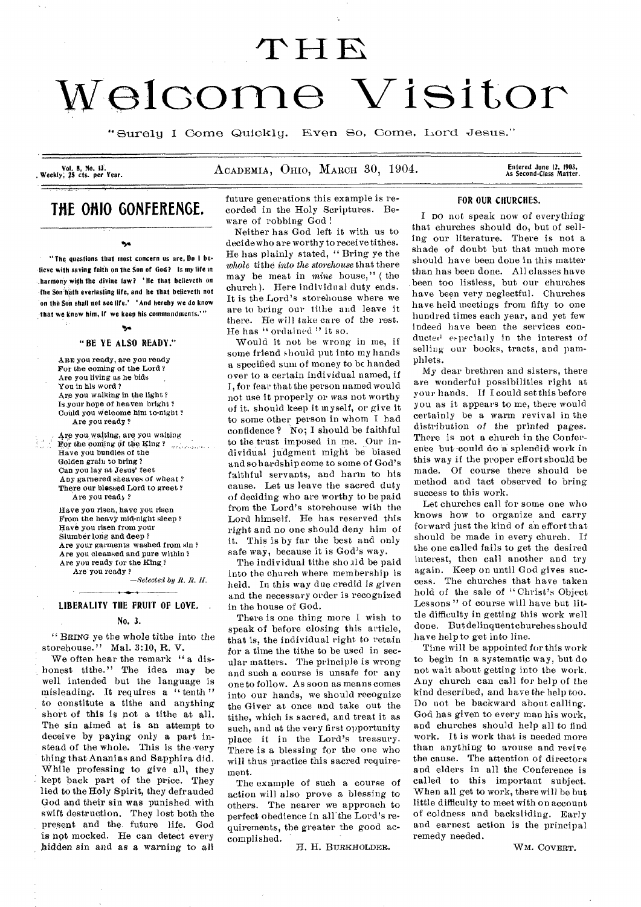# THE Welcome Visitor

"Surely I Come Quickly. Even So, Come, Lord Jesus."

Vol. 8, No. 13. Weekly, 25 cts. per Year.

ACADEMIA, OHIO, MARCH 30, 1904.

Entered June 12, 1903, As Second-Class Matter.

## THE OHIO CONFERENCE.

"The questions that most concern us are, Do I believe with saving faith on the Son of God? Is my life in harmony with the divine law? 'He that believeth on the Son hath everlasting life, and he that believeth not on the Son shall not see life.' 'And hereby we do know that we know him, if we keep his commandments.'"

### "BE YE ALSO READY."

ARE you ready, are you ready
For the coming of the Lord?
Are you living as he bids
You in his word?
Are you walking in the light?
Is your hope of heaven bright?
Could you welcome him to-night?
Are you ready?

Are you waiting, are you waiting
For the coming of the King?
Have you bundles of the
Golden grain to bring?
Can you lay at Jesus' feet
Any garnered sheaves of wheat?
There our blessed Lord to greet?
Are you ready?

Have you risen, have you risen
From the heavy mid-night sleep?
Have you risen from your
Slumber long and deep?
Are your garments washed from sin?
Are you cleansed and pure within?
Are you ready for the King?
Are you ready?

—*Selected by R. R. H.*

### LIBERALITY THE FRUIT OF LOVE.

#### No. 3.

"BRING ye the whole tithe into the storehouse." Mal. 3:10, R. V.

We often hear the remark "a dishonest tithe." The idea may be well intended but the language is misleading. It requires a "tenth" to constitute a tithe and anything short of this is not a tithe at all. The sin aimed at is an attempt to deceive by paying only a part instead of the whole. This is the very thing that Ananias and Sapphira did. While professing to give all, they kept back part of the price. They lied to the Holy Spirit, they defrauded God and their sin was punished with swift destruction. They lost both the present and the future life. God is not mocked. He can detect every hidden sin and as a warning to all future generations this example is recorded in the Holy Scriptures. Beware of robbing God!

Neither has God left it with us to decide who are worthy to receive tithes. He has plainly stated, "Bring ye the *whole* tithe *into the storehouse* that there may be meat in *mine* house," (the church). Here individual duty ends. It is the Lord's storehouse where we are to bring our tithe and leave it there. He will take care of the rest. He has "ordained" it so.

Would it not be wrong in me, if some friend should put into my hands a specified sum of money to be handed over to a certain individual named, if I, for fear that the person named would not use it properly or was not worthy of it, should keep it myself, or give it to some other person in whom I had confidence? No; I should be faithful to the trust imposed in me. Our individual judgment might be biased and so hardship come to some of God's faithful servants, and harm to his cause. Let us leave the sacred duty of deciding who are worthy to be paid from the Lord's storehouse with the Lord himself. He has reserved this right and no one should deny him of it. This is by far the best and only safe way, because it is God's way.

The individual tithe should be paid into the church where membership is held. In this way due credid is given and the necessary order is recognized in the house of God.

There is one thing more I wish to speak of before closing this article, that is, the individual right to retain for a time the tithe to be used in secular matters. The principle is wrong and such a course is unsafe for any one to follow. As soon as means comes into our hands, we should recognize the Giver at once and take out the tithe, which is sacred, and treat it as such, and at the very first opportunity place it in the Lord's treasury. There is a blessing for the one who will thus practice this sacred requirement.

The example of such a course of action will also prove a blessing to others. The nearer we approach to perfect obedience in all the Lord's requirements, the greater the good accomplished.

H. H. BURKHOLDER.

### FOR OUR CHURCHES.

I DO not speak now of everything that churches should do, but of selling our literature. There is not a shade of doubt but that much more should have been done in this matter than has been done. All classes have been too listless, but our churches have been very neglectful. Churches have held meetings from fifty to one hundred times each year, and yet few indeed have been the services conducted especially in the interest of selling our books, tracts, and pamphlets.

My dear brethren and sisters, there are wonderful possibilities right at your hands. If I could set this before you as it appears to me, there would certainly be a warm revival in the distribution of the printed pages. There is not a church in the Conference but could do a splendid work in this way if the proper effort should be made. Of course there should be method and tact observed to bring success to this work.

Let churches call for some one who knows how to organize and carry forward just the kind of an effort that should be made in every church. If the one called fails to get the desired interest, then call another and try again. Keep on until God gives success. The churches that have taken hold of the sale of "Christ's Object Lessons" of course will have but little difficulty in getting this work well done. But delinquent churches should have help to get into line.

Time will be appointed for this work to begin in a systematic way, but do not wait about getting into the work. Any church can call for help of the kind described, and have the help too. Do not be backward about calling. God has given to every man his work, and churches should help all to find work. It is work that is needed more than anything to arouse and revive the cause. The attention of directors and elders in all the Conference is called to this important subject. When all get to work, there will be but little difficulty to meet with on account of coldness and backsliding. Early and earnest action is the principal remedy needed.

WM. COVERT.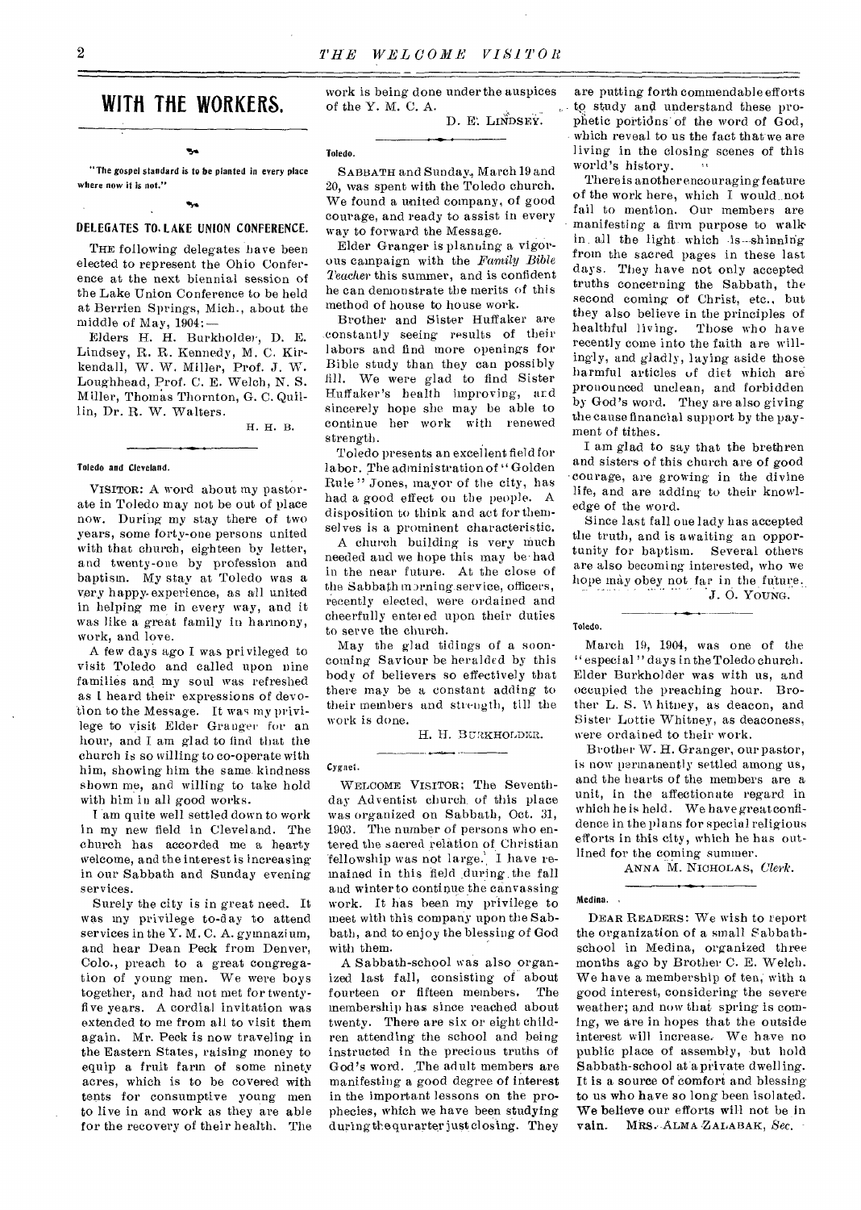# WITH THE WORKERS.

"The gospel standard is to be planted in every place where now it is not."

## DELEGATES TO LAKE UNION CONFERENCE.

THE following delegates have been elected to represent the Ohio Conference at the next biennial session of the Lake Union Conference to be held at Berrien Springs, Mich., about the middle of May, 1904: —

Elders H. H. Burkholder, D. E. Lindsey, R. R. Kennedy, M. C. Kirkendall, W. W. Miller, Prof. J. W. Loughhead, Prof. C. E. Welch, N. S. Miller, Thomas Thornton, G. C. Quillin, Dr. R. W. Walters.

H. H. B.

### Toledo and Cleveland.

VISITOR: A word about my pastorate in Toledo may not be out of place now. During my stay there of two years, some forty-one persons united with that church, eighteen by letter, and twenty-one by profession and baptism. My stay at Toledo was a very happy experience, as all united in helping me in every way, and it was like a great family in harmony, work, and love.

A few days ago I was privileged to visit Toledo and called upon nine families and my soul was refreshed as I heard their expressions of devotion to the Message. It was my privilege to visit Elder Granger for an hour, and I am glad to find that the church is so willing to co-operate with him, showing him the same kindness shown me, and willing to take hold with him in all good works.

I am quite well settled down to work in my new field in Cleveland. The church has accorded me a hearty welcome, and the interest is increasing in our Sabbath and Sunday evening services.

Surely the city is in great need. It was my privilege to-day to attend services in the Y. M. C. A. gymnasium, and hear Dean Peck from Denver, Colo., preach to a great congregation of young men. We were boys together, and had not met for twenty-five years. A cordial invitation was extended to me from all to visit them again. Mr. Peck is now traveling in the Eastern States, raising money to equip a fruit farm of some ninety acres, which is to be covered with tents for consumptive young men to live in and work as they are able for the recovery of their health. The work is being done under the auspices of the Y. M. C. A.

D. E. LINDSEY.

### Toledo.

SABBATH and Sunday, March 19 and 20, was spent with the Toledo church. We found a united company, of good courage, and ready to assist in every way to forward the Message.

Elder Granger is planning a vigorous campaign with the *Family Bible Teacher* this summer, and is confident he can demonstrate the merits of this method of house to house work.

Brother and Sister Huffaker are constantly seeing results of their labors and find more openings for Bible study than they can possibly fill. We were glad to find Sister Huffaker's health improving, and sincerely hope she may be able to continue her work with renewed strength.

Toledo presents an excellent field for labor. The administration of "Golden Rule" Jones, mayor of the city, has had a good effect on the people. A disposition to think and act for themselves is a prominent characteristic.

A church building is very much needed and we hope this may be had in the near future. At the close of the Sabbath morning service, officers, recently elected, were ordained and cheerfully entered upon their duties to serve the church.

May the glad tidings of a soon-coming Saviour be heralded by this body of believers so effectively that there may be a constant adding to their members and strength, till the work is done.

H. H. BURKHOLDER.

### Cygnet.

WELCOME VISITOR; The Seventh-day Adventist church of this place was organized on Sabbath, Oct. 31, 1903. The number of persons who entered the sacred relation of Christian fellowship was not large. I have remained in this field during the fall and winter to continue the canvassing work. It has been my privilege to meet with this company upon the Sabbath, and to enjoy the blessing of God with them.

A Sabbath-school was also organized last fall, consisting of about fourteen or fifteen members. The membership has since reached about twenty. There are six or eight children attending the school and being instructed in the precious truths of God's word. The adult members are manifesting a good degree of interest in the important lessons on the prophecies, which we have been studying during the qurarter just closing. They are putting forth commendable efforts to study and understand these prophetic portions of the word of God, which reveal to us the fact that we are living in the closing scenes of this world's history.

There is another encouraging feature of the work here, which I would not fail to mention. Our members are manifesting a firm purpose to walk in all the light which is shinning from the sacred pages in these last days. They have not only accepted truths concerning the Sabbath, the second coming of Christ, etc., but they also believe in the principles of healthful living. Those who have recently come into the faith are willingly, and gladly, laying aside those harmful articles of diet which are pronounced unclean, and forbidden by God's word. They are also giving the cause financial support by the payment of tithes.

I am glad to say that the brethren and sisters of this church are of good courage, are growing in the divine life, and are adding to their knowledge of the word.

Since last fall one lady has accepted the truth, and is awaiting an opportunity for baptism. Several others are also becoming interested, who we hope may obey not far in the future.

J. O. YOUNG.

### Toledo.

March 19, 1904, was one of the "especial" days in the Toledo church. Elder Burkholder was with us, and occupied the preaching hour. Brother L. S. Whitney, as deacon, and Sister Lottie Whitney, as deaconess, were ordained to their work.

Brother W. H. Granger, our pastor, is now permanently settled among us, and the hearts of the members are a unit, in the affectionate regard in which he is held. We have great confidence in the plans for special religious efforts in this city, which he has outlined for the coming summer.

ANNA M. NICHOLAS, *Clerk*.

### Medina.

DEAR READERS: We wish to report the organization of a small Sabbath-school in Medina, organized three months ago by Brother C. E. Welch. We have a membership of ten, with a good interest, considering the severe weather; and now that spring is coming, we are in hopes that the outside interest will increase. We have no public place of assembly, but hold Sabbath-school at a private dwelling. It is a source of comfort and blessing to us who have so long been isolated. We believe our efforts will not be in vain. MRS. ALMA ZALABAK, *Sec.*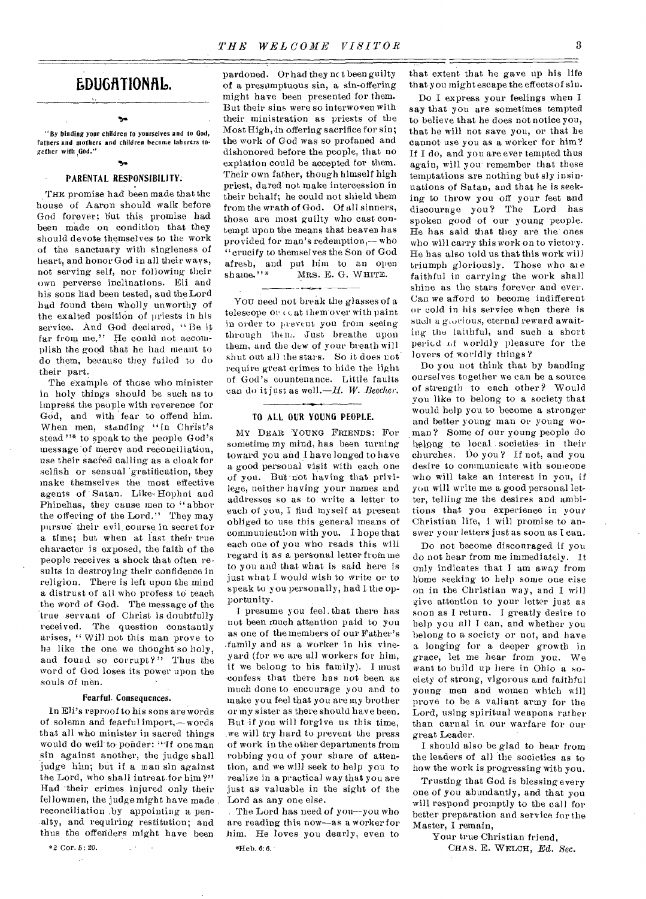# EDUCATIONAL.

"By binding your children to yourselves and to God, fathers and mothers and children become laborers together with God."

## PARENTAL RESPONSIBILITY.

THE promise had been made that the house of Aaron should walk before God forever; but this promise had been made on condition that they should devote themselves to the work of the sanctuary with singleness of heart, and honor God in all their ways, not serving self, nor following their own perverse inclinations. Eli and his sons had been tested, and the Lord had found them wholly unworthy of the exalted position of priests in his service. And God declared, "Be it far from me." He could not accomplish the good that he had meant to do them, because they failed to do their part.

The example of those who minister in holy things should be such as to impress the people with reverence for God, and with fear to offend him. When men, standing "in Christ's stead"* to speak to the people God's message of mercy and reconciliation, use their sacred calling as a cloak for selfish or sensual gratification, they make themselves the most effective agents of Satan. Like Hophni and Phinehas, they cause men to "abhor the offering of the Lord." They may pursue their evil course in secret for a time; but when at last their true character is exposed, the faith of the people receives a shock that often results in destroying their confidence in religion. There is left upon the mind a distrust of all who profess to teach the word of God. The message of the true servant of Christ is doubtfully received. The question constantly arises, "Will not this man prove to be like the one we thought so holy, and found so corrupt?" Thus the word of God loses its power upon the souls of men.

### Fearful Consequences.

In Eli's reproof to his sons are words of solemn and fearful import,—words that all who minister in sacred things would do well to ponder: "If one man sin against another, the judge shall judge him; but if a man sin against the Lord, who shall intreat for him?" Had their crimes injured only their fellowmen, the judge might have made reconciliation by appointing a penalty, and requiring restitution; and thus the offenders might have been pardoned. Or had they not been guilty of a presumptuous sin, a sin-offering might have been presented for them. But their sins were so interwoven with their ministration as priests of the Most High, in offering sacrifice for sin; the work of God was so profaned and dishonored before the people, that no expiation could be accepted for them. Their own father, though himself high priest, dared not make intercession in their behalf; he could not shield them from the wrath of God. Of all sinners, those are most guilty who cast contempt upon the means that heaven has provided for man's redemption,—who "crucify to themselves the Son of God afresh, and put him to an open shame."*

MRS. E. G. WHITE.

*2 Cor. 5: 20.

*Heb. 6: 6.

YOU need not break the glasses of a telescope or coat them over with paint in order to prevent you from seeing through them. Just breathe upon them, and the dew of your breath will shut out all the stars. So it does not require great crimes to hide the light of God's countenance. Little faults can do it just as well.—*H. W. Beecher.*

## TO ALL OUR YOUNG PEOPLE.

MY DEAR YOUNG FRIENDS: For sometime my mind has been turning toward you and I have longed to have a good personal visit with each one of you. But not having that privilege, neither having your names and addresses so as to write a letter to each of you, I find myself at present obliged to use this general means of communication with you. I hope that each one of you who reads this will regard it as a personal letter from me to you and that what is said here is just what I would wish to write or to speak to you personally, had I the opportunity.

I presume you feel that there has not been much attention paid to you as one of the members of our Father's family and as a worker in his vineyard (for we are all workers for him, if we belong to his family). I must confess that there has not been as much done to encourage you and to make you feel that you are my brother or my sister as there should have been. But if you will forgive us this time, we will try hard to prevent the press of work in the other departments from robbing you of your share of attention, and we will seek to help you to realize in a practical way that you are just as valuable in the sight of the Lord as any one else.

The Lord has need of you—you who are reading this now—as a worker for him. He loves you dearly, even to that extent that he gave up his life that you might escape the effects of sin.

Do I express your feelings when I say that you are sometimes tempted to believe that he does not notice you, that he will not save you, or that he cannot use you as a worker for him? If I do, and you are ever tempted thus again, will you remember that these temptations are nothing but sly insinuations of Satan, and that he is seeking to throw you off your feet and discourage you? The Lord has spoken good of our young people. He has said that they are the ones who will carry this work on to victory. He has also told us that this work will triumph gloriously. Those who are faithful in carrying the work shall shine as the stars forever and ever. Can we afford to become indifferent or cold in his service when there is such a glorious, eternal reward awaiting the faithful, and such a short period of worldly pleasure for the lovers of worldly things?

Do you not think that by banding ourselves together we can be a source of strength to each other? Would you like to belong to a society that would help you to become a stronger and better young man or young woman? Some of our young people do belong to local societies in their churches. Do you? If not, and you desire to communicate with someone who will take an interest in you, if you will write me a good personal letter, telling me the desires and ambitions that you experience in your Christian life, I will promise to answer your letters just as soon as I can.

Do not become discouraged if you do not hear from me immediately. It only indicates that I am away from home seeking to help some one else on in the Christian way, and I will give attention to your letter just as soon as I return. I greatly desire to help you all I can, and whether you belong to a society or not, and have a longing for a deeper growth in grace, let me hear from you. We want to build up here in Ohio a society of strong, vigorous and faithful young men and women which will prove to be a valiant army for the Lord, using spiritual weapons rather than carnal in our warfare for our great Leader.

I should also be glad to hear from the leaders of all the societies as to how the work is progressing with you.

Trusting that God is blessing every one of you abundantly, and that you will respond promptly to the call for better preparation and service for the Master, I remain,

Your true Christian friend,

CHAS. E. WELCH, *Ed. Sec.*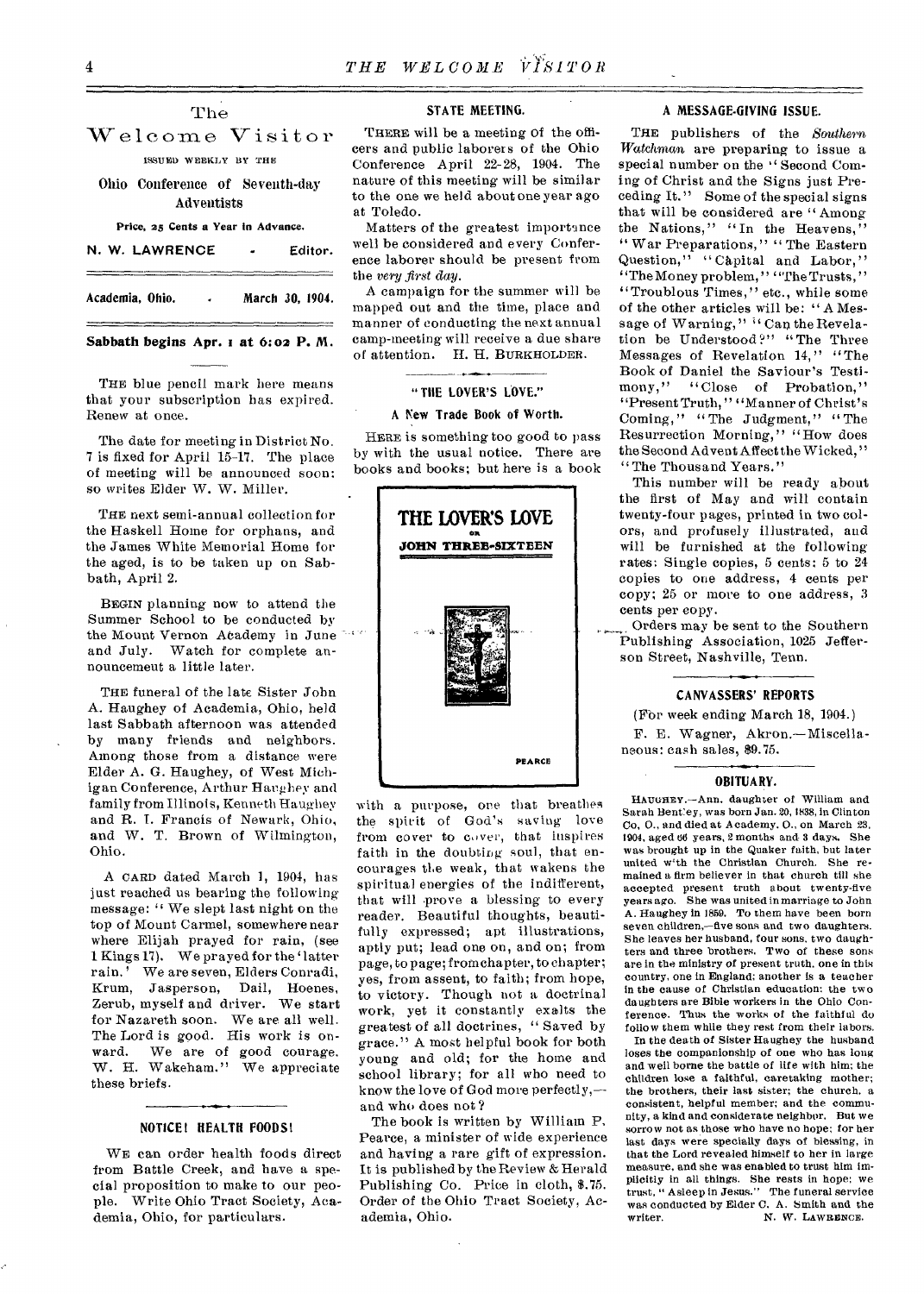# The Welcome Visitor

ISSUED WEEKLY BY THE

Ohio Conference of Seventh-day Adventists

**Price, 25 Cents a Year in Advance.**

**N. W. LAWRENCE - Editor.**

**Academia, Ohio. - March 30, 1904.**

**Sabbath begins Apr. 1 at 6:02 P. M.**

THE blue pencil mark here means that your subscription has expired. Renew at once.

The date for meeting in District No. 7 is fixed for April 15–17. The place of meeting will be announced soon: so writes Elder W. W. Miller.

THE next semi-annual collection for the Haskell Home for orphans, and the James White Memorial Home for the aged, is to be taken up on Sabbath, April 2.

BEGIN planning now to attend the Summer School to be conducted by the Mount Vernon Academy in June and July. Watch for complete announcement a little later.

THE funeral of the late Sister John A. Haughey of Academia, Ohio, held last Sabbath afternoon was attended by many friends and neighbors. Among those from a distance were Elder A. G. Haughey, of West Michigan Conference, Arthur Haughey and family from Illinois, Kenneth Haughey and R. I. Francis of Newark, Ohio, and W. T. Brown of Wilmington, Ohio.

A CARD dated March 1, 1904, has just reached us bearing the following message: "We slept last night on the top of Mount Carmel, somewhere near where Elijah prayed for rain, (see 1 Kings 17). We prayed for the 'latter rain.' We are seven, Elders Conradi, Krum, Jasperson, Dail, Hoenes, Zerub, myself and driver. We start for Nazareth soon. We are all well. The Lord is good. His work is onward. We are of good courage. W. H. Wakeham." We appreciate these briefs.

## NOTICE! HEALTH FOODS!

WE can order health foods direct from Battle Creek, and have a special proposition to make to our people. Write Ohio Tract Society, Academia, Ohio, for particulars.

## STATE MEETING.

THERE will be a meeting of the officers and public laborers of the Ohio Conference April 22-28, 1904. The nature of this meeting will be similar to the one we held about one year ago at Toledo.

Matters of the greatest importance well be considered and every Conference laborer should be present from the *very first day*.

A campaign for the summer will be mapped out and the time, place and manner of conducting the next annual camp-meeting will receive a due share of attention. H. H. BURKHOLDER.

## "THE LOVER'S LOVE."

### A New Trade Book of Worth.

HERE is something too good to pass by with the usual notice. There are books and books; but here is a book

THE LOVER'S LOVE
OR
JOHN THREE-SIXTEEN

PEARCE

with a purpose, one that breathes the spirit of God's saving love from cover to cover, that inspires faith in the doubting soul, that encourages the weak, that wakens the spiritual energies of the indifferent, that will prove a blessing to every reader. Beautiful thoughts, beautifully expressed; apt illustrations, aptly put; lead one on, and on; from page, to page; from chapter, to chapter; yes, from assent, to faith; from hope, to victory. Though not a doctrinal work, yet it constantly exalts the greatest of all doctrines, "Saved by grace." A most helpful book for both young and old; for the home and school library; for all who need to know the love of God more perfectly,—and who does not?

The book is written by William P. Pearce, a minister of wide experience and having a rare gift of expression. It is published by the Review & Herald Publishing Co. Price in cloth, $.75. Order of the Ohio Tract Society, Academia, Ohio.

## A MESSAGE-GIVING ISSUE.

THE publishers of the *Southern Watchman* are preparing to issue a special number on the "Second Coming of Christ and the Signs just Preceding It." Some of the special signs that will be considered are "Among the Nations," "In the Heavens," "War Preparations," "The Eastern Question," "Capital and Labor," "The Money problem," "The Trusts," "Troublous Times," etc., while some of the other articles will be: "A Message of Warning," "Can the Revelation be Understood?" "The Three Messages of Revelation 14," "The Book of Daniel the Saviour's Testimony," "Close of Probation," "Present Truth," "Manner of Christ's Coming," "The Judgment," "The Resurrection Morning," "How does the Second Advent Affect the Wicked," "The Thousand Years."

This number will be ready about the first of May and will contain twenty-four pages, printed in two colors, and profusely illustrated, and will be furnished at the following rates: Single copies, 5 cents; 5 to 24 copies to one address, 4 cents per copy; 25 or more to one address, 3 cents per copy.

Orders may be sent to the Southern Publishing Association, 1025 Jefferson Street, Nashville, Tenn.

## CANVASSERS' REPORTS

(For week ending March 18, 1904.)

F. E. Wagner, Akron.—Miscellaneous: cash sales, $9.75.

## OBITUARY.

HAUGHEY.—Ann, daughter of William and Sarah Bentley, was born Jan. 20, 1838, in Clinton Co, O., and died at Academy, O., on March 23, 1904, aged 66 years, 2 months and 3 days. She was brought up in the Quaker faith, but later united with the Christian Church. She remained a firm believer in that church till she accepted present truth about twenty-five years ago. She was united in marriage to John A. Haughey in 1859. To them have been born seven children,—five sons and two daughters. She leaves her husband, four sons, two daughters and three brothers. Two of these sons are in the ministry of present truth, one in this country, one in England; another is a teacher in the cause of Christian education; the two daughters are Bible workers in the Ohio Conference. Thus the works of the faithful do follow them while they rest from their labors.

In the death of Sister Haughey the husband loses the companionship of one who has long and well borne the battle of life with him; the children lose a faithful, caretaking mother; the brothers, their last sister; the church, a consistent, helpful member; and the community, a kind and considerate neighbor. But we sorrow not as those who have no hope; for her last days were specially days of blessing, in that the Lord revealed himself to her in large measure, and she was enabled to trust him implicitly in all things. She rests in hope; we trust, "Asleep in Jesus." The funeral service was conducted by Elder C. A. Smith and the writer. N. W. LAWRENCE.